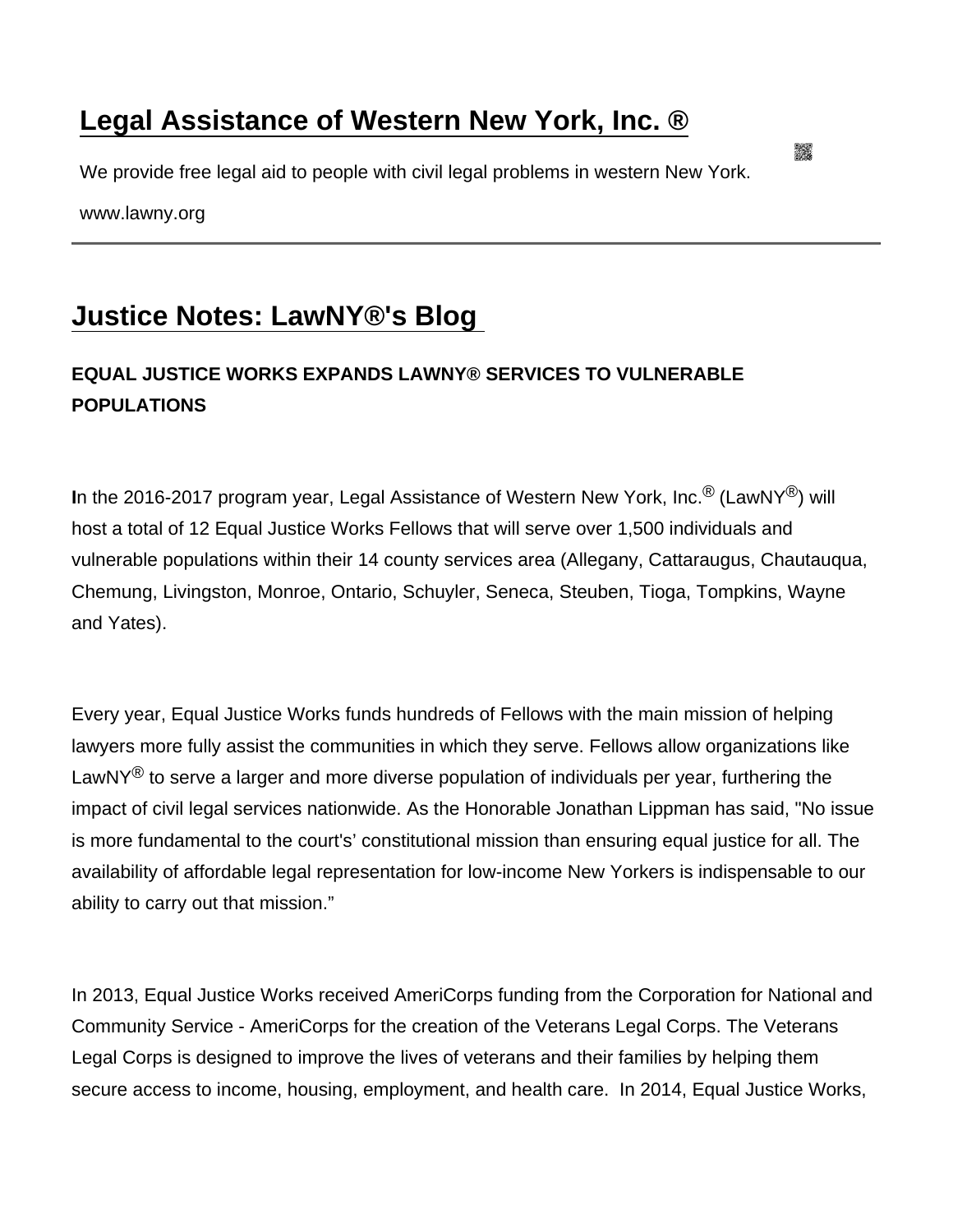# Legal Assistance of Western New York, Inc. ®

We provide free legal aid to people with civil legal problems in western New York.

www.lawny.org

---

## Justice Notes: LawNY®'s Blog

### EQUAL JUSTICE WORKS EXPANDS LAWNY® SERVICES TO VULNERABLE POPULATIONS

**I**n the 2016-2017 program year, Legal Assistance of Western New York, Inc.® (LawNY®) will host a total of 12 Equal Justice Works Fellows that will serve over 1,500 individuals and vulnerable populations within their 14 county services area (Allegany, Cattaraugus, Chautauqua, Chemung, Livingston, Monroe, Ontario, Schuyler, Seneca, Steuben, Tioga, Tompkins, Wayne and Yates).

Every year, Equal Justice Works funds hundreds of Fellows with the main mission of helping lawyers more fully assist the communities in which they serve. Fellows allow organizations like LawNY® to serve a larger and more diverse population of individuals per year, furthering the impact of civil legal services nationwide. As the Honorable Jonathan Lippman has said, "No issue is more fundamental to the court's' constitutional mission than ensuring equal justice for all. The availability of affordable legal representation for low-income New Yorkers is indispensable to our ability to carry out that mission."

In 2013, Equal Justice Works received AmeriCorps funding from the Corporation for National and Community Service - AmeriCorps for the creation of the Veterans Legal Corps. The Veterans Legal Corps is designed to improve the lives of veterans and their families by helping them secure access to income, housing, employment, and health care. In 2014, Equal Justice Works,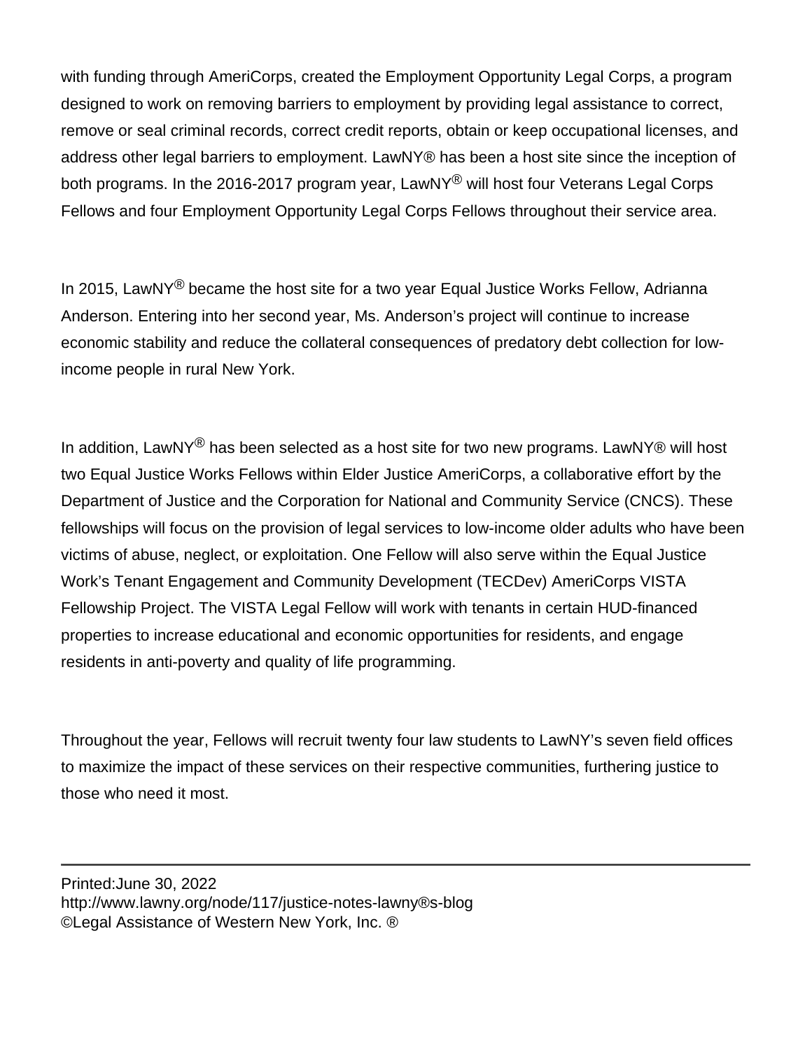with funding through AmeriCorps, created the Employment Opportunity Legal Corps, a program designed to work on removing barriers to employment by providing legal assistance to correct, remove or seal criminal records, correct credit reports, obtain or keep occupational licenses, and address other legal barriers to employment. LawNY® has been a host site since the inception of both programs. In the 2016-2017 program year, LawNY® will host four Veterans Legal Corps Fellows and four Employment Opportunity Legal Corps Fellows throughout their service area.

In 2015, LawNY® became the host site for a two year Equal Justice Works Fellow, Adrianna Anderson. Entering into her second year, Ms. Anderson's project will continue to increase economic stability and reduce the collateral consequences of predatory debt collection for low-income people in rural New York.

In addition, LawNY® has been selected as a host site for two new programs. LawNY® will host two Equal Justice Works Fellows within Elder Justice AmeriCorps, a collaborative effort by the Department of Justice and the Corporation for National and Community Service (CNCS). These fellowships will focus on the provision of legal services to low-income older adults who have been victims of abuse, neglect, or exploitation. One Fellow will also serve within the Equal Justice Work's Tenant Engagement and Community Development (TECDev) AmeriCorps VISTA Fellowship Project. The VISTA Legal Fellow will work with tenants in certain HUD-financed properties to increase educational and economic opportunities for residents, and engage residents in anti-poverty and quality of life programming.

Throughout the year, Fellows will recruit twenty four law students to LawNY's seven field offices to maximize the impact of these services on their respective communities, furthering justice to those who need it most.